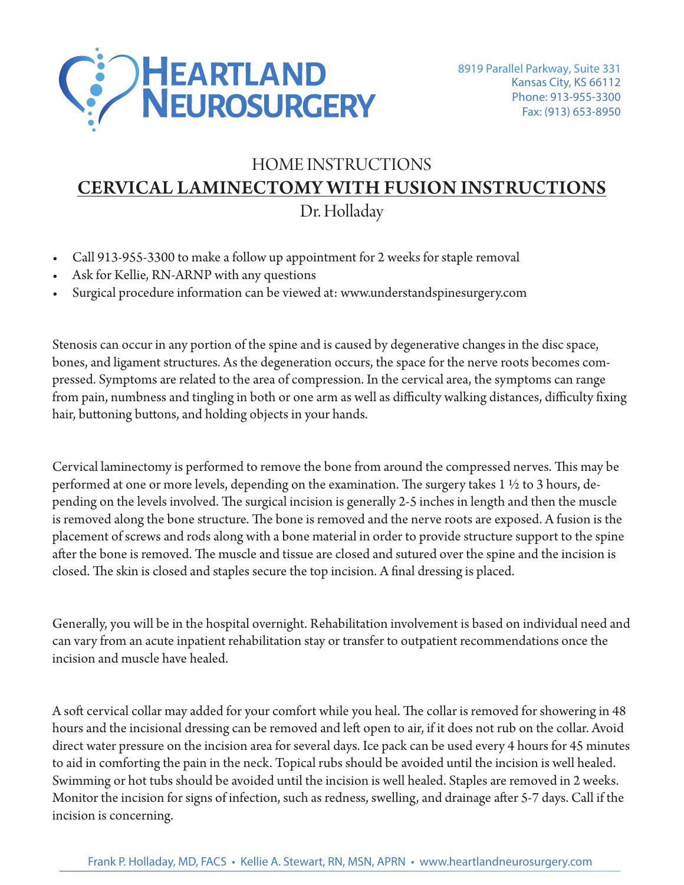# HEARTLAND NEUROSURGERY

8919 Parallel Parkway, Suite 331
Kansas City, KS 66112
Phone: 913-955-3300
Fax: (913) 653-8950

## HOME INSTRUCTIONS

## CERVICAL LAMINECTOMY WITH FUSION INSTRUCTIONS

### Dr. Holladay

- Call 913-955-3300 to make a follow up appointment for 2 weeks for staple removal
- Ask for Kellie, RN-ARNP with any questions
- Surgical procedure information can be viewed at: www.understandspinesurgery.com

Stenosis can occur in any portion of the spine and is caused by degenerative changes in the disc space, bones, and ligament structures. As the degeneration occurs, the space for the nerve roots becomes compressed. Symptoms are related to the area of compression. In the cervical area, the symptoms can range from pain, numbness and tingling in both or one arm as well as difficulty walking distances, difficulty fixing hair, buttoning buttons, and holding objects in your hands.

Cervical laminectomy is performed to remove the bone from around the compressed nerves. This may be performed at one or more levels, depending on the examination. The surgery takes 1 ½ to 3 hours, depending on the levels involved. The surgical incision is generally 2-5 inches in length and then the muscle is removed along the bone structure. The bone is removed and the nerve roots are exposed. A fusion is the placement of screws and rods along with a bone material in order to provide structure support to the spine after the bone is removed. The muscle and tissue are closed and sutured over the spine and the incision is closed. The skin is closed and staples secure the top incision. A final dressing is placed.

Generally, you will be in the hospital overnight. Rehabilitation involvement is based on individual need and can vary from an acute inpatient rehabilitation stay or transfer to outpatient recommendations once the incision and muscle have healed.

A soft cervical collar may added for your comfort while you heal. The collar is removed for showering in 48 hours and the incisional dressing can be removed and left open to air, if it does not rub on the collar. Avoid direct water pressure on the incision area for several days. Ice pack can be used every 4 hours for 45 minutes to aid in comforting the pain in the neck. Topical rubs should be avoided until the incision is well healed. Swimming or hot tubs should be avoided until the incision is well healed. Staples are removed in 2 weeks. Monitor the incision for signs of infection, such as redness, swelling, and drainage after 5-7 days. Call if the incision is concerning.

Frank P. Holladay, MD, FACS • Kellie A. Stewart, RN, MSN, APRN • www.heartlandneurosurgery.com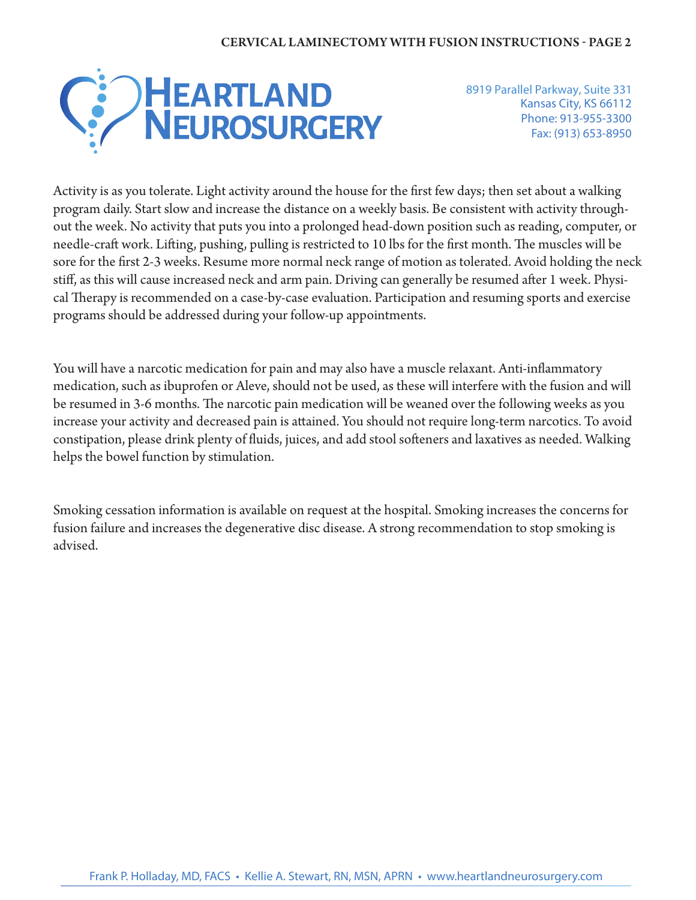Activity is as you tolerate. Light activity around the house for the first few days; then set about a walking program daily. Start slow and increase the distance on a weekly basis. Be consistent with activity throughout the week. No activity that puts you into a prolonged head-down position such as reading, computer, or needle-craft work. Lifting, pushing, pulling is restricted to 10 lbs for the first month. The muscles will be sore for the first 2-3 weeks. Resume more normal neck range of motion as tolerated. Avoid holding the neck stiff, as this will cause increased neck and arm pain. Driving can generally be resumed after 1 week. Physical Therapy is recommended on a case-by-case evaluation. Participation and resuming sports and exercise programs should be addressed during your follow-up appointments.

You will have a narcotic medication for pain and may also have a muscle relaxant. Anti-inflammatory medication, such as ibuprofen or Aleve, should not be used, as these will interfere with the fusion and will be resumed in 3-6 months. The narcotic pain medication will be weaned over the following weeks as you increase your activity and decreased pain is attained. You should not require long-term narcotics. To avoid constipation, please drink plenty of fluids, juices, and add stool softeners and laxatives as needed. Walking helps the bowel function by stimulation.

Smoking cessation information is available on request at the hospital. Smoking increases the concerns for fusion failure and increases the degenerative disc disease. A strong recommendation to stop smoking is advised.